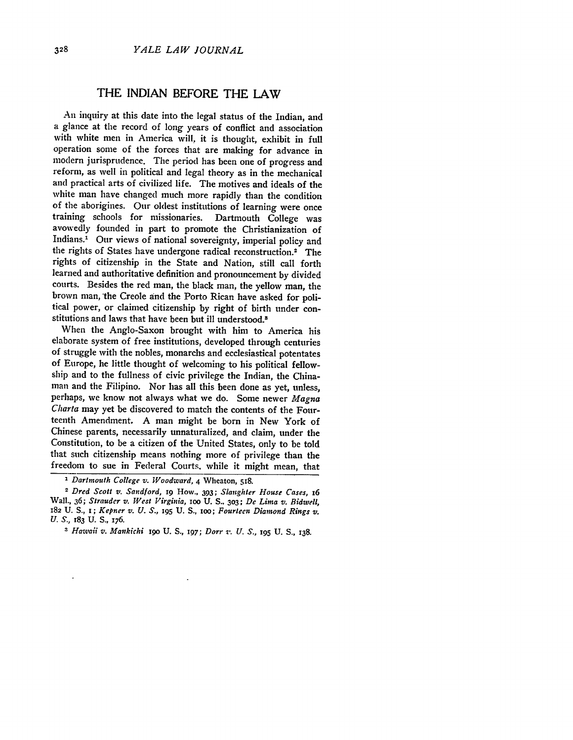# THE INDIAN BEFORE THE LAW

An inquiry at this date into the legal status of the Indian, and a glance at the record of long years of conflict and association with white men in America will, it is thought, exhibit in full operation some of the forces that are making for advance in modern jurisprudence. The period has been one of progress and reform, as well in political and legal theory as in the mechanical and practical arts of civilized life. The motives and ideals of the white man have changed much more rapidly than the condition of the aborigines. Our oldest institutions of learning were once training schools for missionaries. Dartmouth College was avowedly founded in part to promote the Christianization of Indians.[1] Our views of national sovereignty, imperial policy and the rights of States have undergone radical reconstruction.[2] The rights of citizenship in the State and Nation, still call forth learned and authoritative definition and pronouncement by divided courts. Besides the red man, the black man, the yellow man, the brown man, the Creole and the Porto Rican have asked for political power, or claimed citizenship by right of birth under constitutions and laws that have been but ill understood.[3]

When the Anglo-Saxon brought with him to America his elaborate system of free institutions, developed through centuries of struggle with the nobles, monarchs and ecclesiastical potentates of Europe, he little thought of welcoming to his political fellowship and to the fullness of civic privilege the Indian, the Chinaman and the Filipino. Nor has all this been done as yet, unless, perhaps, we know not always what we do. Some newer *Magna Charta* may yet be discovered to match the contents of the Fourteenth Amendment. A man might be born in New York of Chinese parents, necessarily unnaturalized, and claim, under the Constitution, to be a citizen of the United States, only to be told that such citizenship means nothing more of privilege than the freedom to sue in Federal Courts, while it might mean, that

---

[1] *Dartmouth College v. Woodward*, 4 Wheaton, 518.

[2] *Dred Scott v. Sandford*, 19 How., 393; *Slaughter House Cases*, 16 Wall., 36; *Strauder v. West Virginia*, 100 U. S., 303; *De Lima v. Bidwell*, 182 U. S., 1; *Kepner v. U. S.*, 195 U. S., 100; *Fourteen Diamond Rings v. U. S.*, 183 U. S., 176.

[3] *Hawaii v. Mankichi* 190 U. S., 197; *Dorr v. U. S.*, 195 U. S., 138.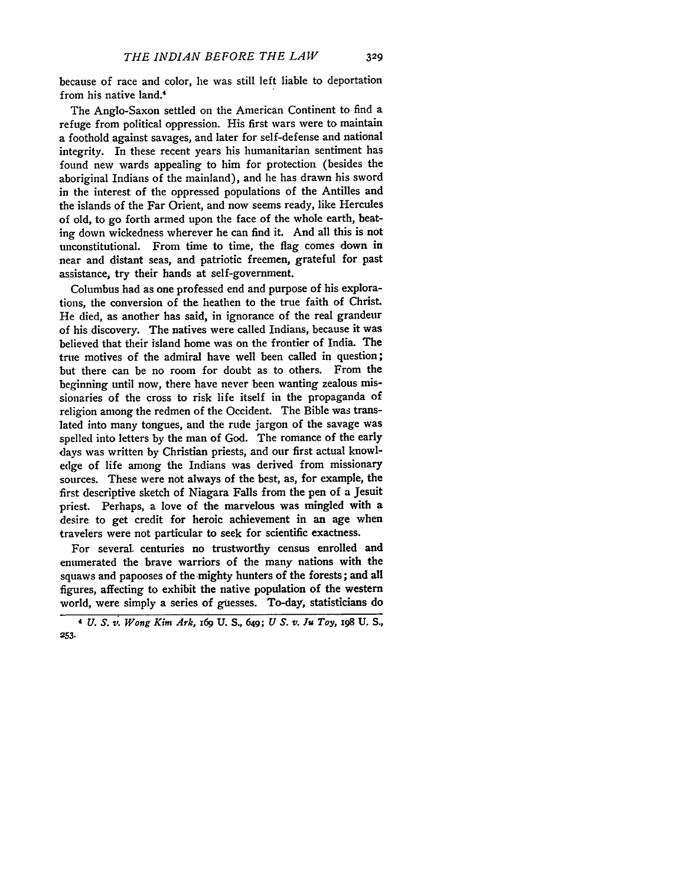because of race and color, he was still left liable to deportation from his native land.[4]

The Anglo-Saxon settled on the American Continent to find a refuge from political oppression. His first wars were to maintain a foothold against savages, and later for self-defense and national integrity. In these recent years his humanitarian sentiment has found new wards appealing to him for protection (besides the aboriginal Indians of the mainland), and he has drawn his sword in the interest of the oppressed populations of the Antilles and the islands of the Far Orient, and now seems ready, like Hercules of old, to go forth armed upon the face of the whole earth, beating down wickedness wherever he can find it. And all this is not unconstitutional. From time to time, the flag comes down in near and distant seas, and patriotic freemen, grateful for past assistance, try their hands at self-government.

Columbus had as one professed end and purpose of his explorations, the conversion of the heathen to the true faith of Christ. He died, as another has said, in ignorance of the real grandeur of his discovery. The natives were called Indians, because it was believed that their island home was on the frontier of India. The true motives of the admiral have well been called in question; but there can be no room for doubt as to others. From the beginning until now, there have never been wanting zealous missionaries of the cross to risk life itself in the propaganda of religion among the redmen of the Occident. The Bible was translated into many tongues, and the rude jargon of the savage was spelled into letters by the man of God. The romance of the early days was written by Christian priests, and our first actual knowledge of life among the Indians was derived from missionary sources. These were not always of the best, as, for example, the first descriptive sketch of Niagara Falls from the pen of a Jesuit priest. Perhaps, a love of the marvelous was mingled with a desire to get credit for heroic achievement in an age when travelers were not particular to seek for scientific exactness.

For several centuries no trustworthy census enrolled and enumerated the brave warriors of the many nations with the squaws and papooses of the mighty hunters of the forests; and all figures, affecting to exhibit the native population of the western world, were simply a series of guesses. To-day, statisticians do

[4] *U. S. v. Wong Kim Ark*, 169 U. S., 649; *U S. v. Ju Toy*, 198 U. S., 253.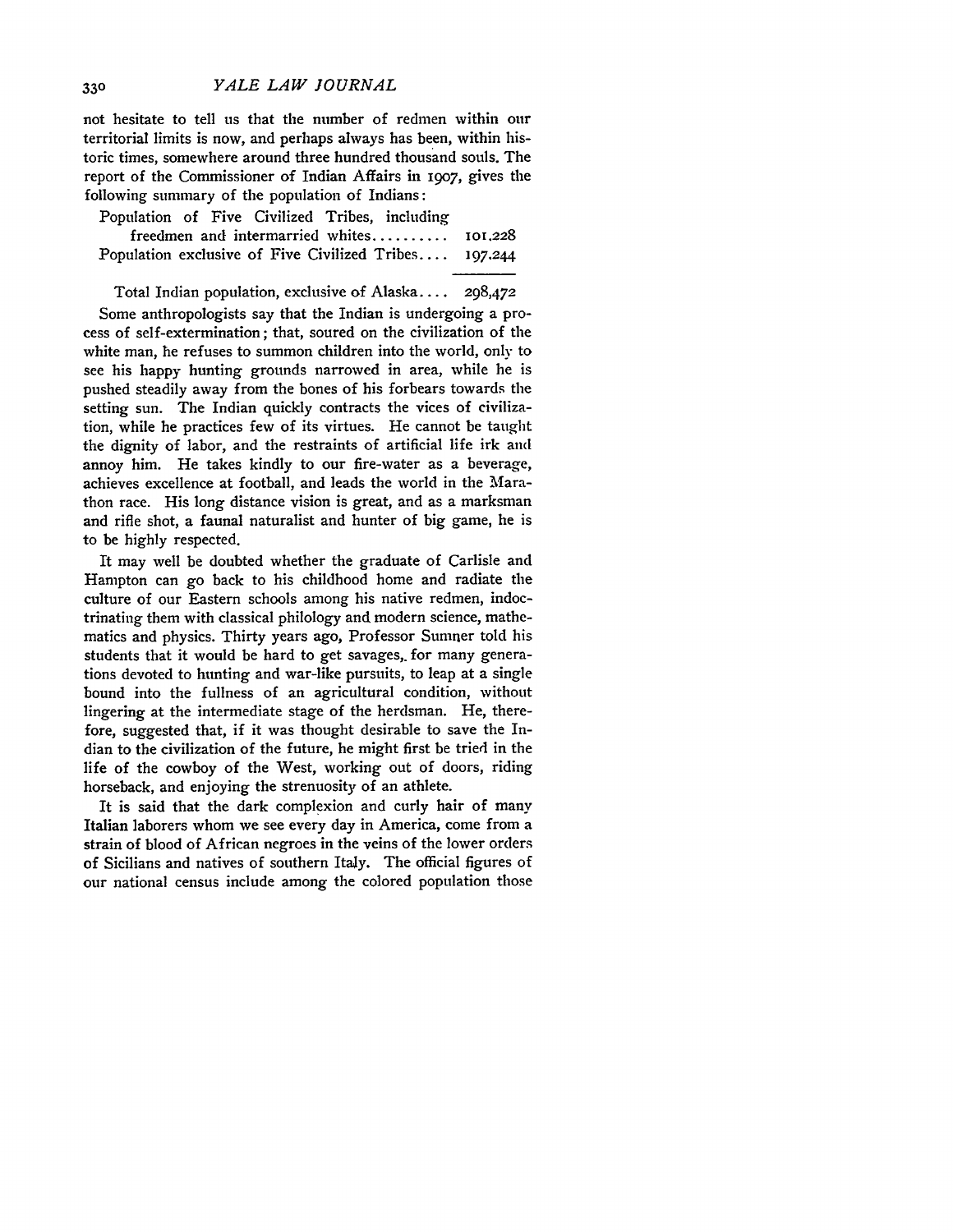not hesitate to tell us that the number of redmen within our territorial limits is now, and perhaps always has been, within historic times, somewhere around three hundred thousand souls. The report of the Commissioner of Indian Affairs in 1907, gives the following summary of the population of Indians:

| | |
|---|---|
| Population of Five Civilized Tribes, including freedmen and intermarried whites.......... | 101,228 |
| Population exclusive of Five Civilized Tribes.... | 197,244 |
| Total Indian population, exclusive of Alaska.... | 298,472 |

Some anthropologists say that the Indian is undergoing a process of self-extermination; that, soured on the civilization of the white man, he refuses to summon children into the world, only to see his happy hunting grounds narrowed in area, while he is pushed steadily away from the bones of his forbears towards the setting sun. The Indian quickly contracts the vices of civilization, while he practices few of its virtues. He cannot be taught the dignity of labor, and the restraints of artificial life irk and annoy him. He takes kindly to our fire-water as a beverage, achieves excellence at football, and leads the world in the Marathon race. His long distance vision is great, and as a marksman and rifle shot, a faunal naturalist and hunter of big game, he is to be highly respected.

It may well be doubted whether the graduate of Carlisle and Hampton can go back to his childhood home and radiate the culture of our Eastern schools among his native redmen, indoctrinating them with classical philology and modern science, mathematics and physics. Thirty years ago, Professor Sumner told his students that it would be hard to get savages, for many generations devoted to hunting and war-like pursuits, to leap at a single bound into the fullness of an agricultural condition, without lingering at the intermediate stage of the herdsman. He, therefore, suggested that, if it was thought desirable to save the Indian to the civilization of the future, he might first be tried in the life of the cowboy of the West, working out of doors, riding horseback, and enjoying the strenuosity of an athlete.

It is said that the dark complexion and curly hair of many Italian laborers whom we see every day in America, come from a strain of blood of African negroes in the veins of the lower orders of Sicilians and natives of southern Italy. The official figures of our national census include among the colored population those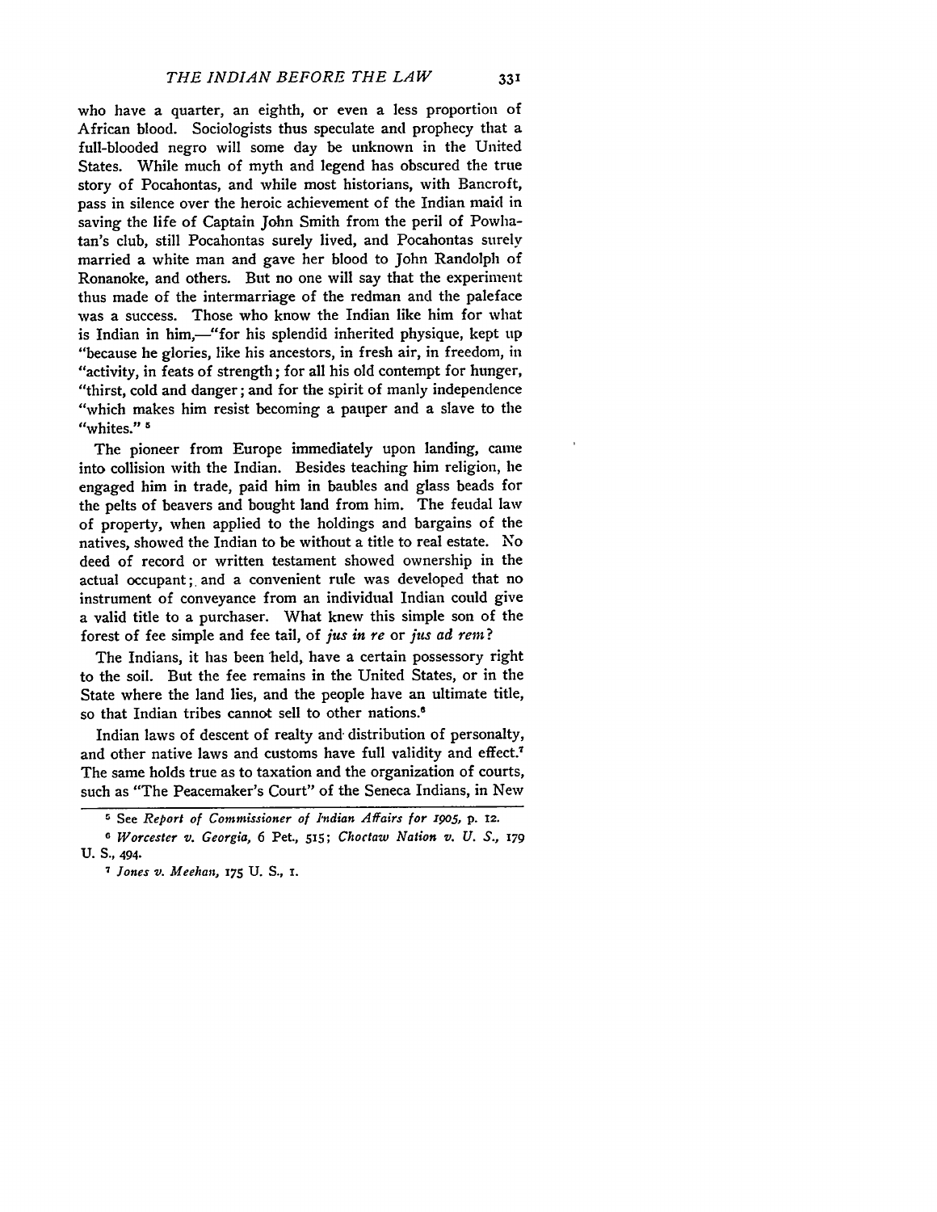who have a quarter, an eighth, or even a less proportion of African blood. Sociologists thus speculate and prophecy that a full-blooded negro will some day be unknown in the United States. While much of myth and legend has obscured the true story of Pocahontas, and while most historians, with Bancroft, pass in silence over the heroic achievement of the Indian maid in saving the life of Captain John Smith from the peril of Powhatan's club, still Pocahontas surely lived, and Pocahontas surely married a white man and gave her blood to John Randolph of Ronanoke, and others. But no one will say that the experiment thus made of the intermarriage of the redman and the paleface was a success. Those who know the Indian like him for what is Indian in him,—"for his splendid inherited physique, kept up "because he glories, like his ancestors, in fresh air, in freedom, in "activity, in feats of strength; for all his old contempt for hunger, "thirst, cold and danger; and for the spirit of manly independence "which makes him resist becoming a pauper and a slave to the "whites."[5]

The pioneer from Europe immediately upon landing, came into collision with the Indian. Besides teaching him religion, he engaged him in trade, paid him in baubles and glass beads for the pelts of beavers and bought land from him. The feudal law of property, when applied to the holdings and bargains of the natives, showed the Indian to be without a title to real estate. No deed of record or written testament showed ownership in the actual occupant; and a convenient rule was developed that no instrument of conveyance from an individual Indian could give a valid title to a purchaser. What knew this simple son of the forest of fee simple and fee tail, of *jus in re* or *jus ad rem*?

The Indians, it has been held, have a certain possessory right to the soil. But the fee remains in the United States, or in the State where the land lies, and the people have an ultimate title, so that Indian tribes cannot sell to other nations.[6]

Indian laws of descent of realty and distribution of personalty, and other native laws and customs have full validity and effect.[7] The same holds true as to taxation and the organization of courts, such as "The Peacemaker's Court" of the Seneca Indians, in New

---

[5] See *Report of Commissioner of Indian Affairs for 1905*, p. 12.

[6] *Worcester v. Georgia*, 6 Pet., 515; *Choctaw Nation v. U. S.*, 179 U. S., 494.

[7] *Jones v. Meehan*, 175 U. S., 1.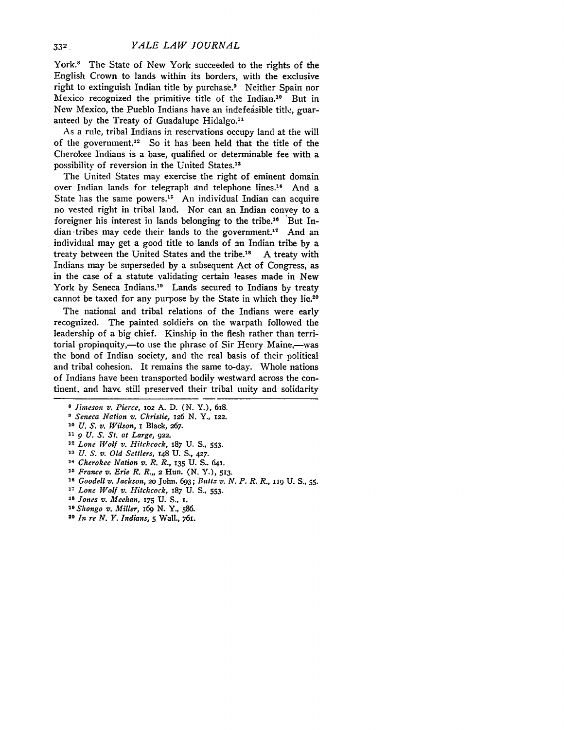York.[8] The State of New York succeeded to the rights of the English Crown to lands within its borders, with the exclusive right to extinguish Indian title by purchase.[9] Neither Spain nor Mexico recognized the primitive title of the Indian.[10] But in New Mexico, the Pueblo Indians have an indefeasible title, guaranteed by the Treaty of Guadalupe Hidalgo.[11]

As a rule, tribal Indians in reservations occupy land at the will of the government.[12] So it has been held that the title of the Cherokee Indians is a base, qualified or determinable fee with a possibility of reversion in the United States.[13]

The United States may exercise the right of eminent domain over Indian lands for telegraph and telephone lines.[14] And a State has the same powers.[15] An individual Indian can acquire no vested right in tribal land. Nor can an Indian convey to a foreigner his interest in lands belonging to the tribe.[16] But Indian tribes may cede their lands to the government.[17] And an individual may get a good title to lands of an Indian tribe by a treaty between the United States and the tribe.[18] A treaty with Indians may be superseded by a subsequent Act of Congress, as in the case of a statute validating certain leases made in New York by Seneca Indians.[19] Lands secured to Indians by treaty cannot be taxed for any purpose by the State in which they lie.[20]

The national and tribal relations of the Indians were early recognized. The painted soldiers on the warpath followed the leadership of a big chief. Kinship in the flesh rather than territorial propinquity,—to use the phrase of Sir Henry Maine,—was the bond of Indian society, and the real basis of their political and tribal cohesion. It remains the same to-day. Whole nations of Indians have been transported bodily westward across the continent, and have still preserved their tribal unity and solidarity

---

[8] *Jimeson v. Pierce*, 102 A. D. (N. Y.), 618.

[9] *Seneca Nation v. Christie*, 126 N. Y., 122.

[10] *U. S. v. Wilson*, 1 Black, 267.

[11] 9 *U. S. St. at Large*, 922.

[12] *Lone Wolf v. Hitchcock*, 187 U. S., 553.

[13] *U. S. v. Old Settlers*, 148 U. S., 427.

[14] *Cherokee Nation v. R. R.*, 135 U. S., 641.

[15] *France v. Erie R. R.*, 2 Hun. (N. Y.), 513.

[16] *Goodell v. Jackson*, 20 John. 693; *Buttz v. N. P. R. R.*, 119 U. S., 55.

[17] *Lone Wolf v. Hitchcock*, 187 U. S., 553.

[18] *Jones v. Meehan*, 175 U. S., 1.

[19] *Shongo v. Miller*, 169 N. Y., 586.

[20] *In re N. Y. Indians*, 5 Wall., 761.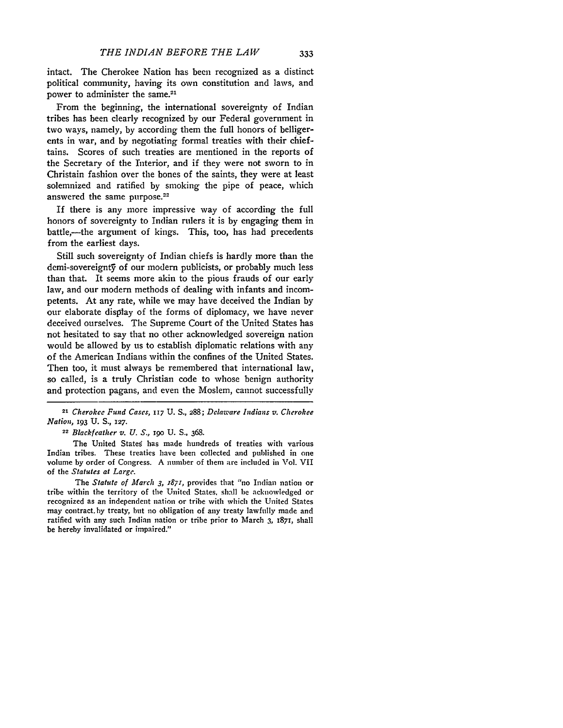intact. The Cherokee Nation has been recognized as a distinct political community, having its own constitution and laws, and power to administer the same.[21]

From the beginning, the international sovereignty of Indian tribes has been clearly recognized by our Federal government in two ways, namely, by according them the full honors of belligerents in war, and by negotiating formal treaties with their chieftains. Scores of such treaties are mentioned in the reports of the Secretary of the Interior, and if they were not sworn to in Christain fashion over the bones of the saints, they were at least solemnized and ratified by smoking the pipe of peace, which answered the same purpose.[22]

If there is any more impressive way of according the full honors of sovereignty to Indian rulers it is by engaging them in battle,—the argument of kings. This, too, has had precedents from the earliest days.

Still such sovereignty of Indian chiefs is hardly more than the demi-sovereignty of our modern publicists, or probably much less than that. It seems more akin to the pious frauds of our early law, and our modern methods of dealing with infants and incompetents. At any rate, while we may have deceived the Indian by our elaborate display of the forms of diplomacy, we have never deceived ourselves. The Supreme Court of the United States has not hesitated to say that no other acknowledged sovereign nation would be allowed by us to establish diplomatic relations with any of the American Indians within the confines of the United States. Then too, it must always be remembered that international law, so called, is a truly Christian code to whose benign authority and protection pagans, and even the Moslem, cannot successfully

---

[21] *Cherokee Fund Cases*, 117 U. S., 288; *Delaware Indians v. Cherokee Nation*, 193 U. S., 127.

[22] *Blackfeather v. U. S.*, 190 U. S., 368.

The United States has made hundreds of treaties with various Indian tribes. These treaties have been collected and published in one volume by order of Congress. A number of them are included in Vol. VII of the *Statutes at Large*.

The *Statute of March 3, 1871*, provides that "no Indian nation or tribe within the territory of the United States, shall be acknowledged or recognized as an independent nation or tribe with which the United States may contract by treaty, but no obligation of any treaty lawfully made and ratified with any such Indian nation or tribe prior to March 3, 1871, shall be hereby invalidated or impaired."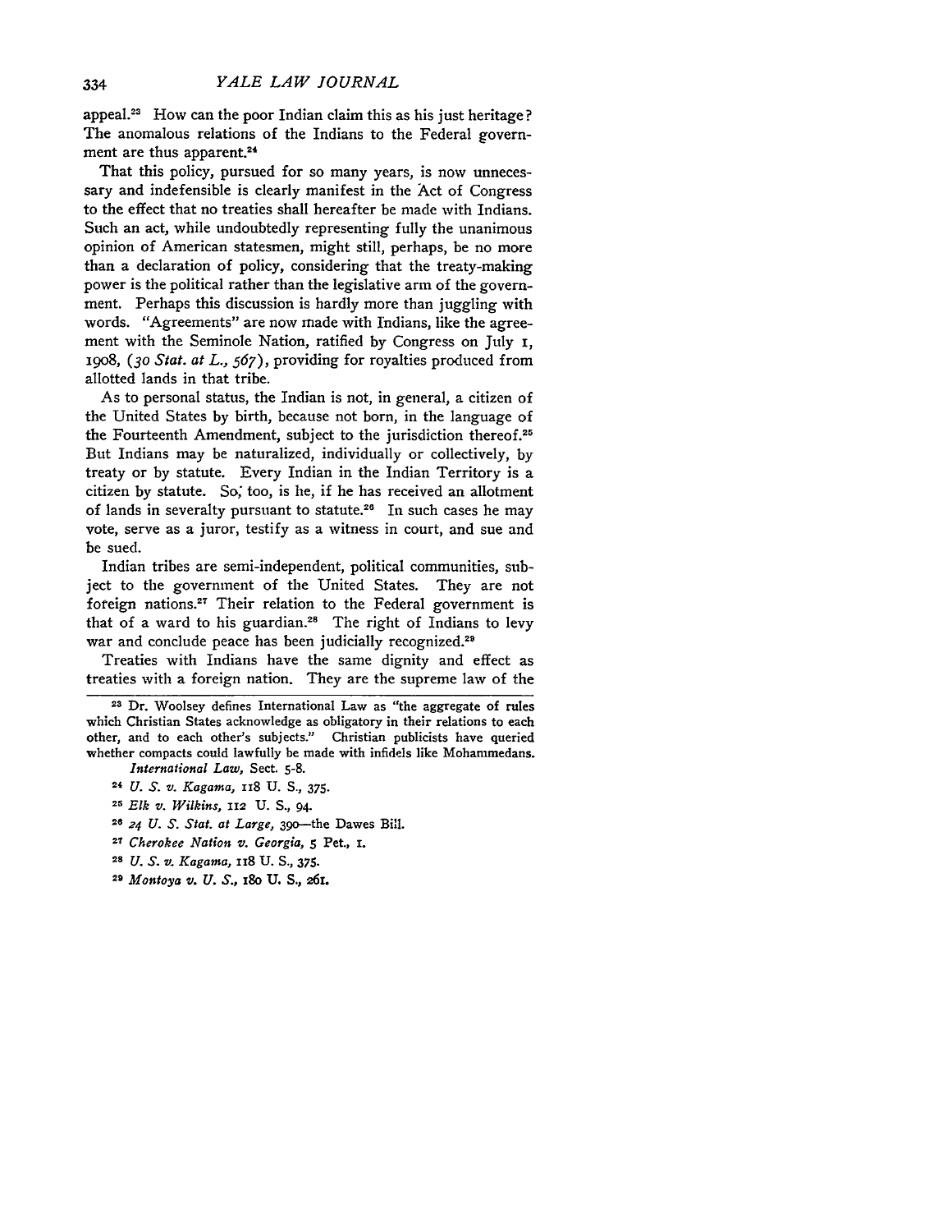appeal.[23] How can the poor Indian claim this as his just heritage? The anomalous relations of the Indians to the Federal government are thus apparent.[24]

That this policy, pursued for so many years, is now unnecessary and indefensible is clearly manifest in the Act of Congress to the effect that no treaties shall hereafter be made with Indians. Such an act, while undoubtedly representing fully the unanimous opinion of American statesmen, might still, perhaps, be no more than a declaration of policy, considering that the treaty-making power is the political rather than the legislative arm of the government. Perhaps this discussion is hardly more than juggling with words. "Agreements" are now made with Indians, like the agreement with the Seminole Nation, ratified by Congress on July 1, 1908, (*30 Stat. at L., 567*), providing for royalties produced from allotted lands in that tribe.

As to personal status, the Indian is not, in general, a citizen of the United States by birth, because not born, in the language of the Fourteenth Amendment, subject to the jurisdiction thereof.[25] But Indians may be naturalized, individually or collectively, by treaty or by statute. Every Indian in the Indian Territory is a citizen by statute. So, too, is he, if he has received an allotment of lands in severalty pursuant to statute.[26] In such cases he may vote, serve as a juror, testify as a witness in court, and sue and be sued.

Indian tribes are semi-independent, political communities, subject to the government of the United States. They are not foreign nations.[27] Their relation to the Federal government is that of a ward to his guardian.[28] The right of Indians to levy war and conclude peace has been judicially recognized.[29]

Treaties with Indians have the same dignity and effect as treaties with a foreign nation. They are the supreme law of the

---

[23] Dr. Woolsey defines International Law as "the aggregate of rules which Christian States acknowledge as obligatory in their relations to each other, and to each other's subjects." Christian publicists have queried whether compacts could lawfully be made with infidels like Mohammedans. *International Law*, Sect. 5-8.

[24] *U. S. v. Kagama*, 118 U. S., 375.

[25] *Elk v. Wilkins*, 112 U. S., 94.

[26] *24 U. S. Stat. at Large*, 390—the Dawes Bill.

[27] *Cherokee Nation v. Georgia*, 5 Pet., 1.

[28] *U. S. v. Kagama*, 118 U. S., 375.

[29] *Montoya v. U. S.*, 180 U. S., 261.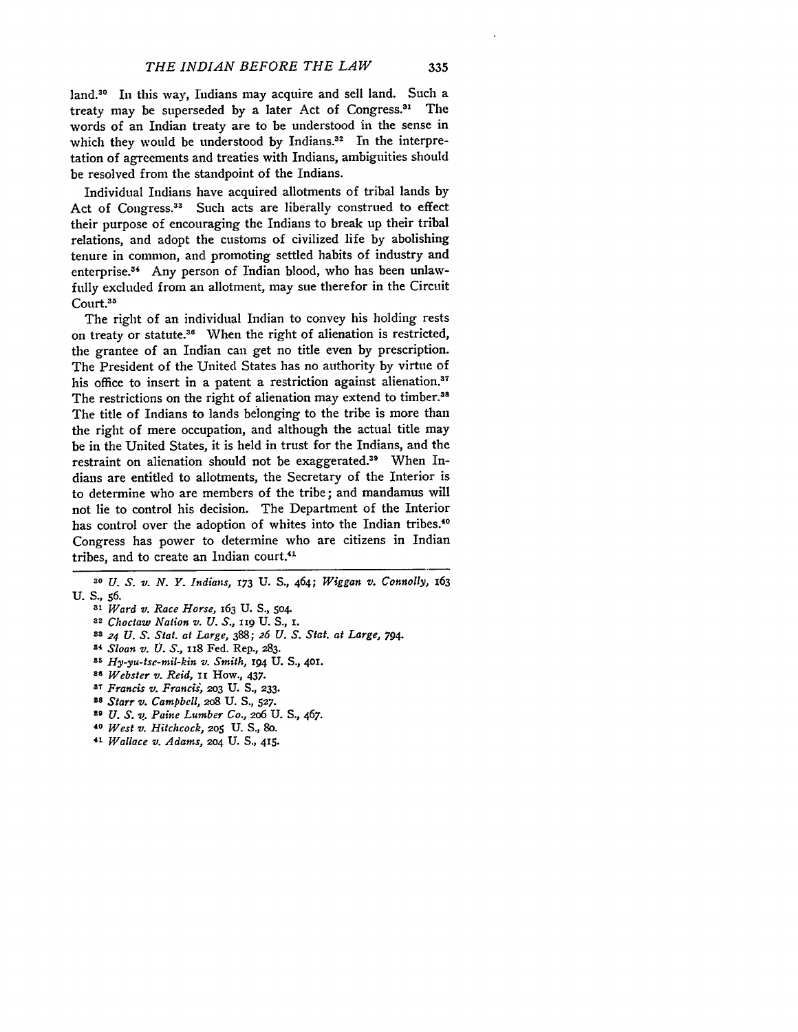land.[30] In this way, Indians may acquire and sell land. Such a treaty may be superseded by a later Act of Congress.[31] The words of an Indian treaty are to be understood in the sense in which they would be understood by Indians.[32] In the interpretation of agreements and treaties with Indians, ambiguities should be resolved from the standpoint of the Indians.

Individual Indians have acquired allotments of tribal lands by Act of Congress.[33] Such acts are liberally construed to effect their purpose of encouraging the Indians to break up their tribal relations, and adopt the customs of civilized life by abolishing tenure in common, and promoting settled habits of industry and enterprise.[34] Any person of Indian blood, who has been unlawfully excluded from an allotment, may sue therefor in the Circuit Court.[35]

The right of an individual Indian to convey his holding rests on treaty or statute.[36] When the right of alienation is restricted, the grantee of an Indian can get no title even by prescription. The President of the United States has no authority by virtue of his office to insert in a patent a restriction against alienation.[37] The restrictions on the right of alienation may extend to timber.[38] The title of Indians to lands belonging to the tribe is more than the right of mere occupation, and although the actual title may be in the United States, it is held in trust for the Indians, and the restraint on alienation should not be exaggerated.[39] When Indians are entitled to allotments, the Secretary of the Interior is to determine who are members of the tribe; and mandamus will not lie to control his decision. The Department of the Interior has control over the adoption of whites into the Indian tribes.[40] Congress has power to determine who are citizens in Indian tribes, and to create an Indian court.[41]

---

[30] *U. S. v. N. Y. Indians*, 173 U. S., 464; *Wiggan v. Connolly*, 163 U. S., 56.

[31] *Ward v. Race Horse*, 163 U. S., 504.

[32] *Choctaw Nation v. U. S.*, 119 U. S., 1.

[33] *24 U. S. Stat. at Large*, 388; *26 U. S. Stat. at Large*, 794.

[34] *Sloan v. U. S.*, 118 Fed. Rep., 283.

[35] *Hy-yu-tse-mil-kin v. Smith*, 194 U. S., 401.

[36] *Webster v. Reid*, 11 How., 437.

[37] *Francis v. Francis*, 203 U. S., 233.

[38] *Starr v. Campbell*, 208 U. S., 527.

[39] *U. S. v. Paine Lumber Co.*, 206 U. S., 467.

[40] *West v. Hitchcock*, 205 U. S., 80.

[41] *Wallace v. Adams*, 204 U. S., 415.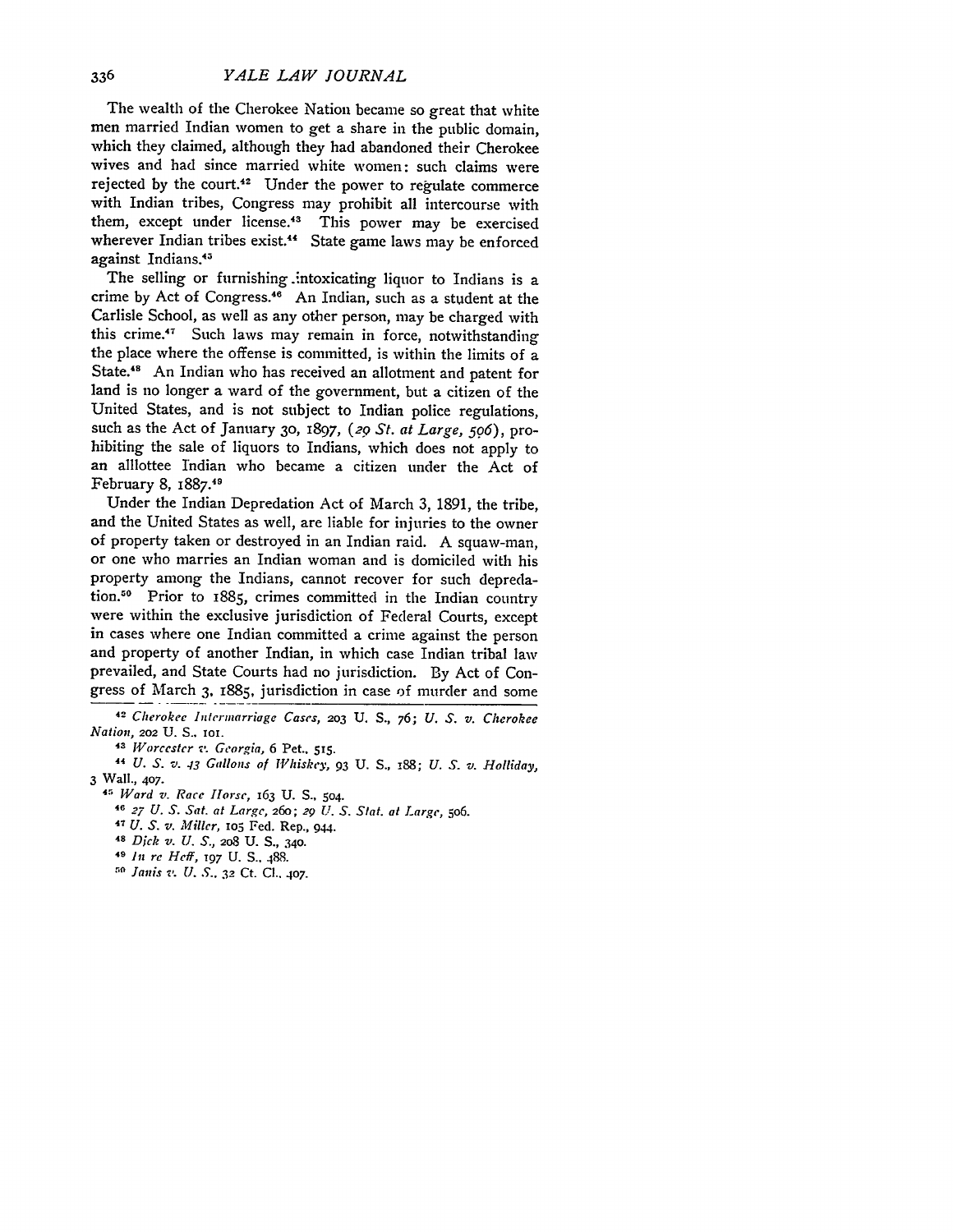The wealth of the Cherokee Nation became so great that white men married Indian women to get a share in the public domain, which they claimed, although they had abandoned their Cherokee wives and had since married white women: such claims were rejected by the court.[42] Under the power to regulate commerce with Indian tribes, Congress may prohibit all intercourse with them, except under license.[43] This power may be exercised wherever Indian tribes exist.[44] State game laws may be enforced against Indians.[45]

The selling or furnishing intoxicating liquor to Indians is a crime by Act of Congress.[46] An Indian, such as a student at the Carlisle School, as well as any other person, may be charged with this crime.[47] Such laws may remain in force, notwithstanding the place where the offense is committed, is within the limits of a State.[48] An Indian who has received an allotment and patent for land is no longer a ward of the government, but a citizen of the United States, and is not subject to Indian police regulations, such as the Act of January 30, 1897, (*29 St. at Large, 506*), prohibiting the sale of liquors to Indians, which does not apply to an alllottee Indian who became a citizen under the Act of February 8, 1887.[49]

Under the Indian Depredation Act of March 3, 1891, the tribe, and the United States as well, are liable for injuries to the owner of property taken or destroyed in an Indian raid. A squaw-man, or one who marries an Indian woman and is domiciled with his property among the Indians, cannot recover for such depredation.[50] Prior to 1885, crimes committed in the Indian country were within the exclusive jurisdiction of Federal Courts, except in cases where one Indian committed a crime against the person and property of another Indian, in which case Indian tribal law prevailed, and State Courts had no jurisdiction. By Act of Congress of March 3, 1885, jurisdiction in case of murder and some

---

[42] *Cherokee Intermarriage Cases*, 203 U. S., 76; *U. S. v. Cherokee Nation*, 202 U. S., 101.

[43] *Worcester v. Georgia*, 6 Pet., 515.

[44] *U. S. v. 43 Gallons of Whiskey*, 93 U. S., 188; *U. S. v. Holliday*, 3 Wall., 407.

[45] *Ward v. Race Horse*, 163 U. S., 504.

[46] *27 U. S. Sat. at Large*, 260; *29 U. S. Stat. at Large*, 506.

[47] *U. S. v. Miller*, 105 Fed. Rep., 944.

[48] *Dick v. U. S.*, 208 U. S., 340.

[49] *In re Heff*, 197 U. S., 488.

[50] *Janis v. U. S.*, 32 Ct. Cl., 407.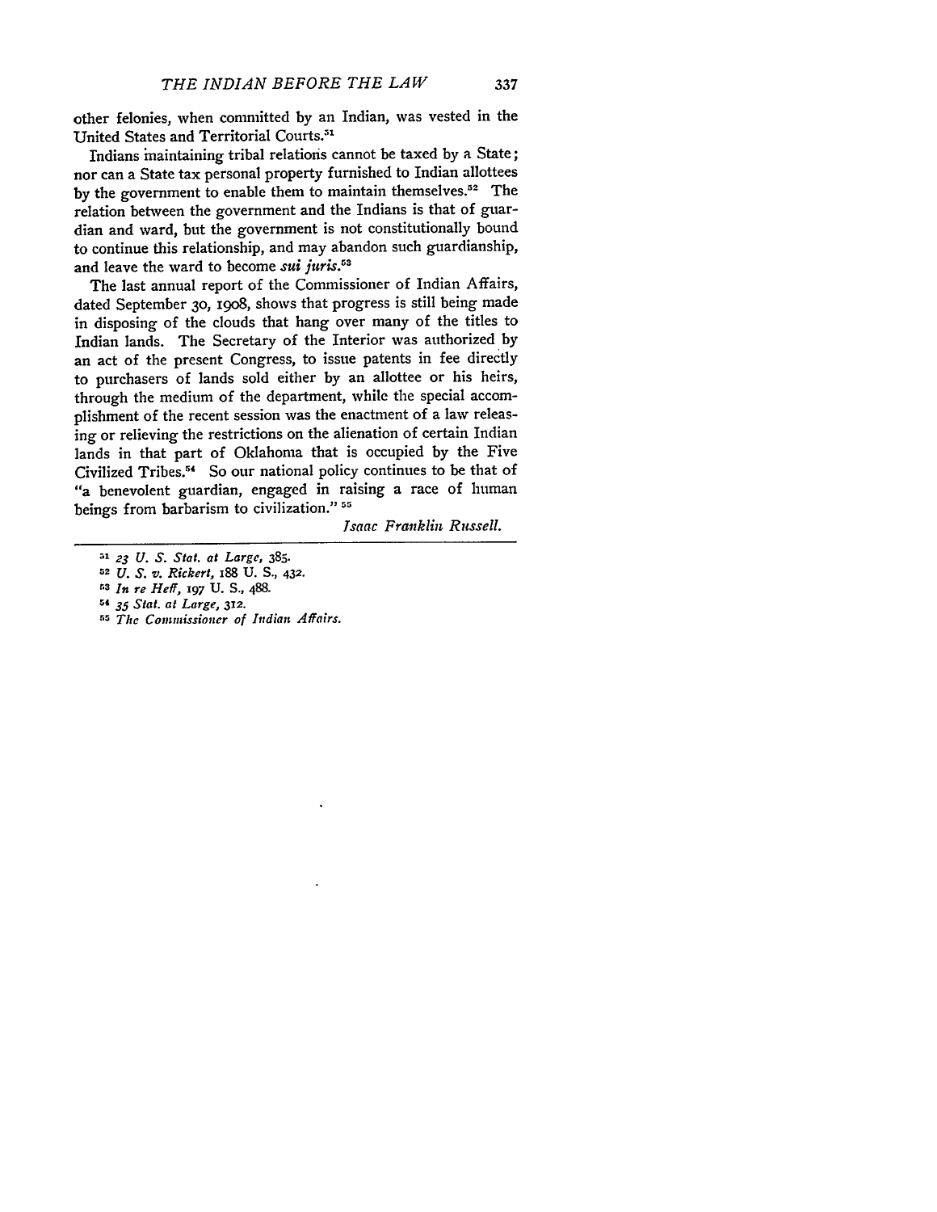other felonies, when committed by an Indian, was vested in the United States and Territorial Courts.[51]

Indians maintaining tribal relations cannot be taxed by a State; nor can a State tax personal property furnished to Indian allottees by the government to enable them to maintain themselves.[52] The relation between the government and the Indians is that of guardian and ward, but the government is not constitutionally bound to continue this relationship, and may abandon such guardianship, and leave the ward to become *sui juris*.[53]

The last annual report of the Commissioner of Indian Affairs, dated September 30, 1908, shows that progress is still being made in disposing of the clouds that hang over many of the titles to Indian lands. The Secretary of the Interior was authorized by an act of the present Congress, to issue patents in fee directly to purchasers of lands sold either by an allottee or his heirs, through the medium of the department, while the special accomplishment of the recent session was the enactment of a law releasing or relieving the restrictions on the alienation of certain Indian lands in that part of Oklahoma that is occupied by the Five Civilized Tribes.[54] So our national policy continues to be that of "a benevolent guardian, engaged in raising a race of human beings from barbarism to civilization."[55]

*Isaac Franklin Russell.*

---

[51] *23 U. S. Stat. at Large*, 385.

[52] *U. S. v. Rickert*, 188 U. S., 432.

[53] *In re Heff*, 197 U. S., 488.

[54] *35 Stat. at Large*, 312.

[55] *The Commissioner of Indian Affairs.*